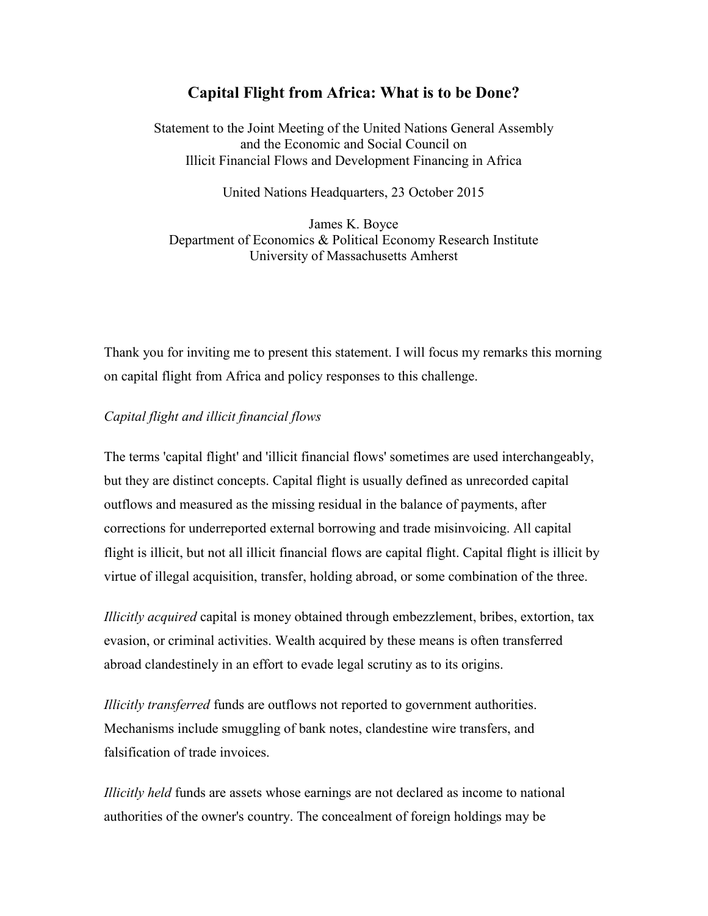# Capital Flight from Africa: What is to be Done?

Statement to the Joint Meeting of the United Nations General Assembly and the Economic and Social Council on Illicit Financial Flows and Development Financing in Africa

United Nations Headquarters, 23 October 2015

James K. Boyce
Department of Economics & Political Economy Research Institute
University of Massachusetts Amherst

Thank you for inviting me to present this statement. I will focus my remarks this morning on capital flight from Africa and policy responses to this challenge.

*Capital flight and illicit financial flows*

The terms 'capital flight' and 'illicit financial flows' sometimes are used interchangeably, but they are distinct concepts. Capital flight is usually defined as unrecorded capital outflows and measured as the missing residual in the balance of payments, after corrections for underreported external borrowing and trade misinvoicing. All capital flight is illicit, but not all illicit financial flows are capital flight. Capital flight is illicit by virtue of illegal acquisition, transfer, holding abroad, or some combination of the three.

*Illicitly acquired* capital is money obtained through embezzlement, bribes, extortion, tax evasion, or criminal activities. Wealth acquired by these means is often transferred abroad clandestinely in an effort to evade legal scrutiny as to its origins.

*Illicitly transferred* funds are outflows not reported to government authorities. Mechanisms include smuggling of bank notes, clandestine wire transfers, and falsification of trade invoices.

*Illicitly held* funds are assets whose earnings are not declared as income to national authorities of the owner's country. The concealment of foreign holdings may be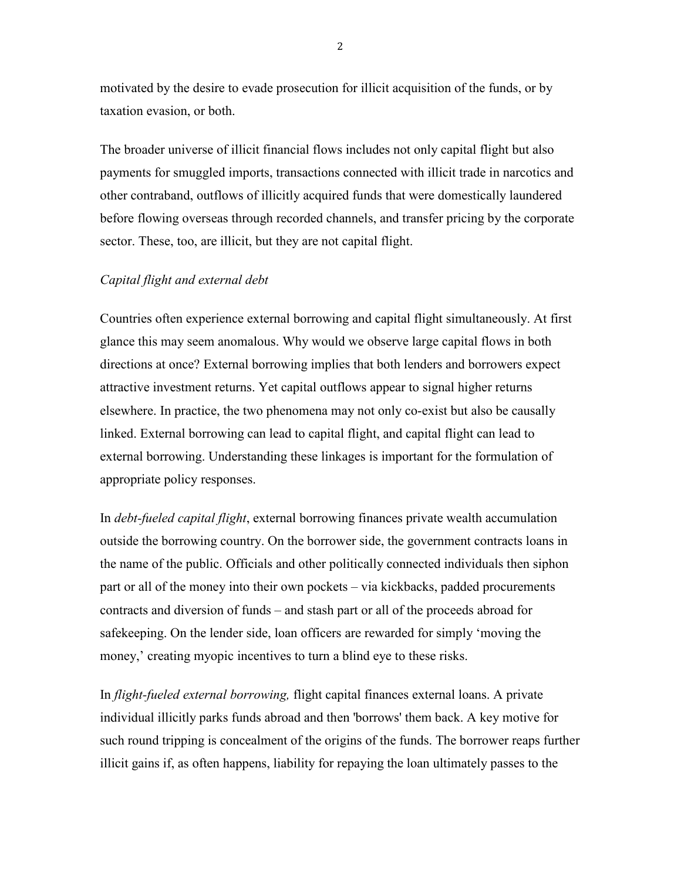motivated by the desire to evade prosecution for illicit acquisition of the funds, or by taxation evasion, or both.

The broader universe of illicit financial flows includes not only capital flight but also payments for smuggled imports, transactions connected with illicit trade in narcotics and other contraband, outflows of illicitly acquired funds that were domestically laundered before flowing overseas through recorded channels, and transfer pricing by the corporate sector. These, too, are illicit, but they are not capital flight.

*Capital flight and external debt*

Countries often experience external borrowing and capital flight simultaneously. At first glance this may seem anomalous. Why would we observe large capital flows in both directions at once? External borrowing implies that both lenders and borrowers expect attractive investment returns. Yet capital outflows appear to signal higher returns elsewhere. In practice, the two phenomena may not only co-exist but also be causally linked. External borrowing can lead to capital flight, and capital flight can lead to external borrowing. Understanding these linkages is important for the formulation of appropriate policy responses.

In *debt-fueled capital flight*, external borrowing finances private wealth accumulation outside the borrowing country. On the borrower side, the government contracts loans in the name of the public. Officials and other politically connected individuals then siphon part or all of the money into their own pockets – via kickbacks, padded procurements contracts and diversion of funds – and stash part or all of the proceeds abroad for safekeeping. On the lender side, loan officers are rewarded for simply 'moving the money,' creating myopic incentives to turn a blind eye to these risks.

In *flight-fueled external borrowing,* flight capital finances external loans. A private individual illicitly parks funds abroad and then 'borrows' them back. A key motive for such round tripping is concealment of the origins of the funds. The borrower reaps further illicit gains if, as often happens, liability for repaying the loan ultimately passes to the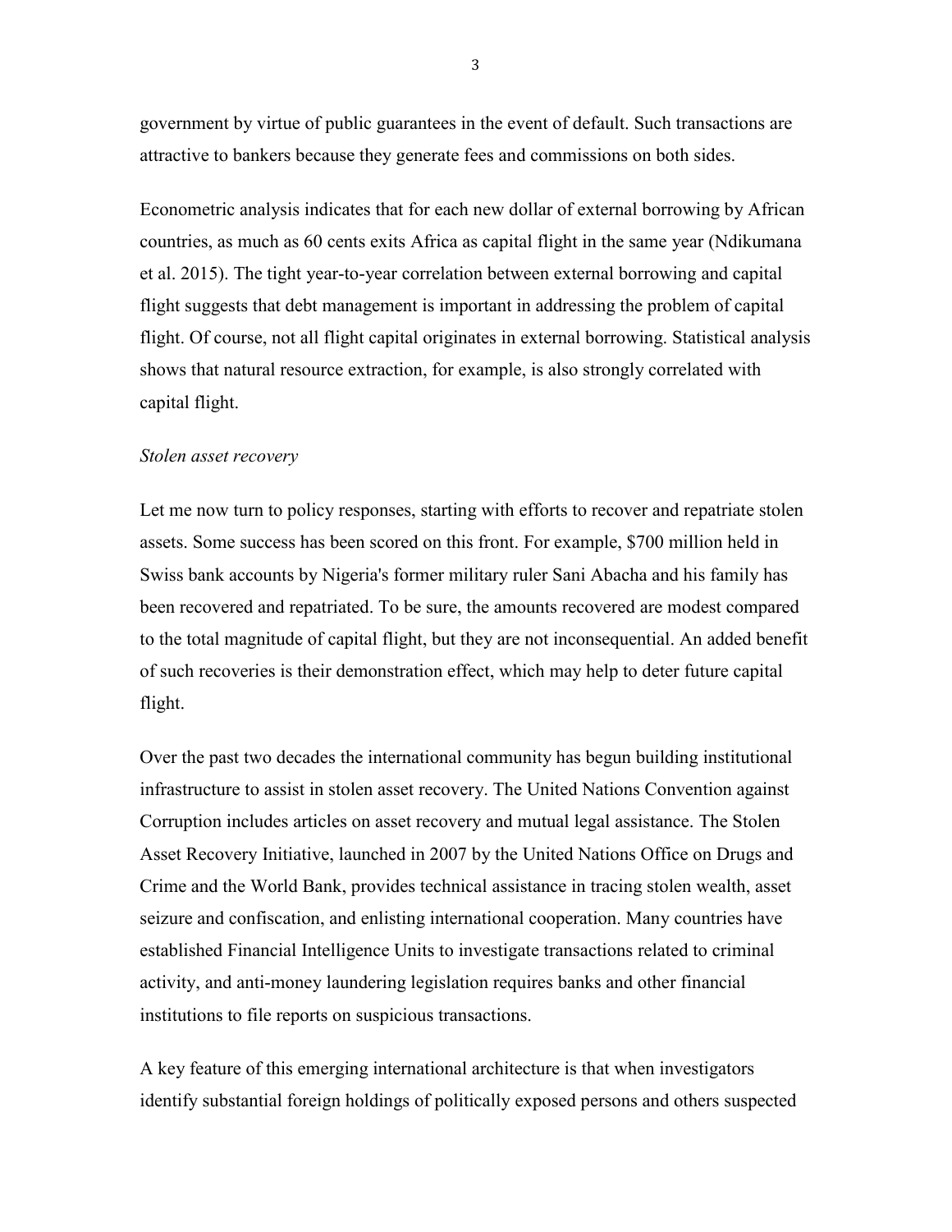government by virtue of public guarantees in the event of default. Such transactions are attractive to bankers because they generate fees and commissions on both sides.

Econometric analysis indicates that for each new dollar of external borrowing by African countries, as much as 60 cents exits Africa as capital flight in the same year (Ndikumana et al. 2015). The tight year-to-year correlation between external borrowing and capital flight suggests that debt management is important in addressing the problem of capital flight. Of course, not all flight capital originates in external borrowing. Statistical analysis shows that natural resource extraction, for example, is also strongly correlated with capital flight.

*Stolen asset recovery*

Let me now turn to policy responses, starting with efforts to recover and repatriate stolen assets. Some success has been scored on this front. For example, $700 million held in Swiss bank accounts by Nigeria's former military ruler Sani Abacha and his family has been recovered and repatriated. To be sure, the amounts recovered are modest compared to the total magnitude of capital flight, but they are not inconsequential. An added benefit of such recoveries is their demonstration effect, which may help to deter future capital flight.

Over the past two decades the international community has begun building institutional infrastructure to assist in stolen asset recovery. The United Nations Convention against Corruption includes articles on asset recovery and mutual legal assistance. The Stolen Asset Recovery Initiative, launched in 2007 by the United Nations Office on Drugs and Crime and the World Bank, provides technical assistance in tracing stolen wealth, asset seizure and confiscation, and enlisting international cooperation. Many countries have established Financial Intelligence Units to investigate transactions related to criminal activity, and anti-money laundering legislation requires banks and other financial institutions to file reports on suspicious transactions.

A key feature of this emerging international architecture is that when investigators identify substantial foreign holdings of politically exposed persons and others suspected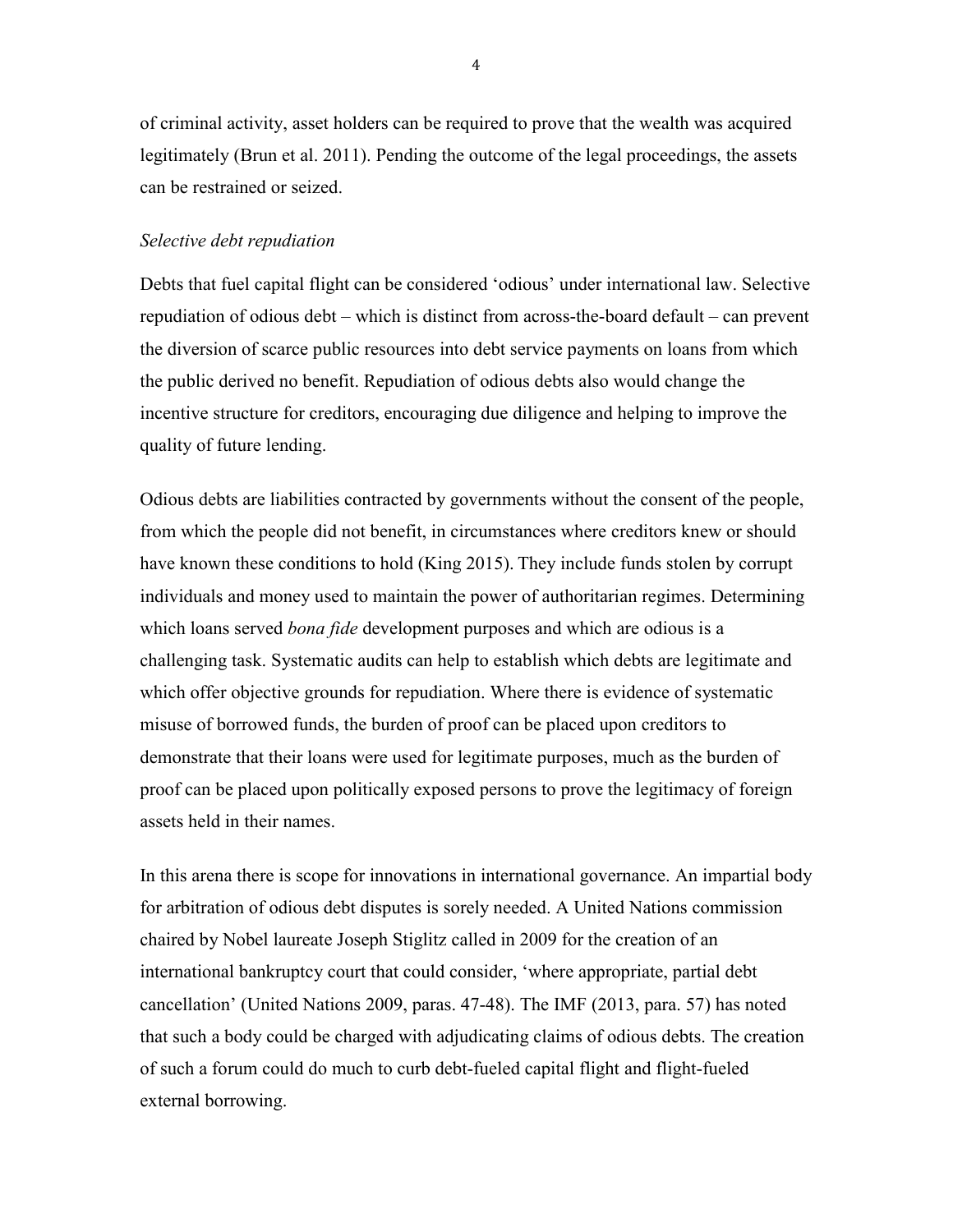of criminal activity, asset holders can be required to prove that the wealth was acquired legitimately (Brun et al. 2011). Pending the outcome of the legal proceedings, the assets can be restrained or seized.

*Selective debt repudiation*

Debts that fuel capital flight can be considered 'odious' under international law. Selective repudiation of odious debt – which is distinct from across-the-board default – can prevent the diversion of scarce public resources into debt service payments on loans from which the public derived no benefit. Repudiation of odious debts also would change the incentive structure for creditors, encouraging due diligence and helping to improve the quality of future lending.

Odious debts are liabilities contracted by governments without the consent of the people, from which the people did not benefit, in circumstances where creditors knew or should have known these conditions to hold (King 2015). They include funds stolen by corrupt individuals and money used to maintain the power of authoritarian regimes. Determining which loans served *bona fide* development purposes and which are odious is a challenging task. Systematic audits can help to establish which debts are legitimate and which offer objective grounds for repudiation. Where there is evidence of systematic misuse of borrowed funds, the burden of proof can be placed upon creditors to demonstrate that their loans were used for legitimate purposes, much as the burden of proof can be placed upon politically exposed persons to prove the legitimacy of foreign assets held in their names.

In this arena there is scope for innovations in international governance. An impartial body for arbitration of odious debt disputes is sorely needed. A United Nations commission chaired by Nobel laureate Joseph Stiglitz called in 2009 for the creation of an international bankruptcy court that could consider, 'where appropriate, partial debt cancellation' (United Nations 2009, paras. 47-48). The IMF (2013, para. 57) has noted that such a body could be charged with adjudicating claims of odious debts. The creation of such a forum could do much to curb debt-fueled capital flight and flight-fueled external borrowing.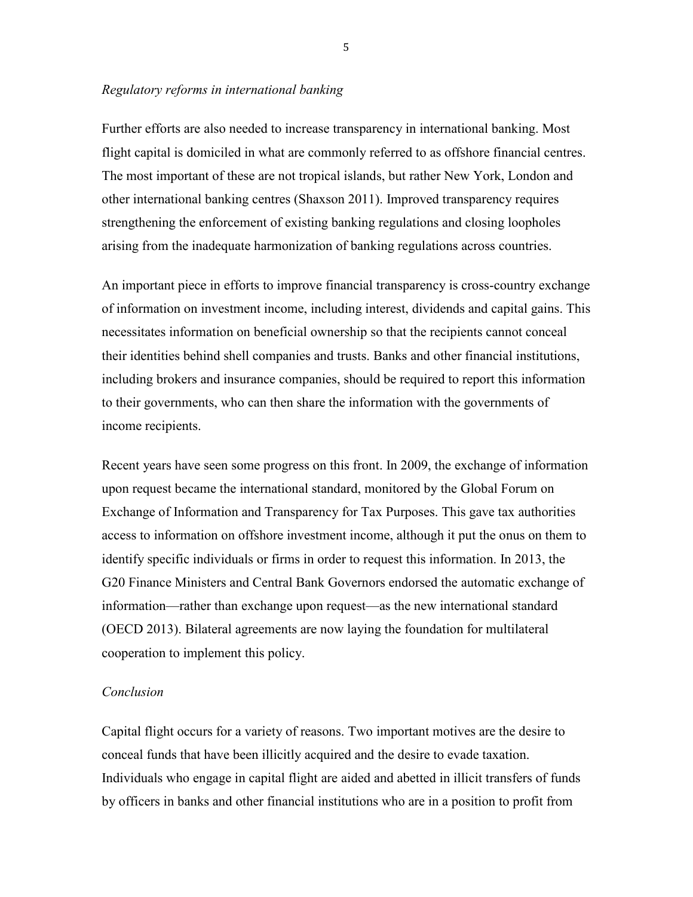*Regulatory reforms in international banking*

Further efforts are also needed to increase transparency in international banking. Most flight capital is domiciled in what are commonly referred to as offshore financial centres. The most important of these are not tropical islands, but rather New York, London and other international banking centres (Shaxson 2011). Improved transparency requires strengthening the enforcement of existing banking regulations and closing loopholes arising from the inadequate harmonization of banking regulations across countries.

An important piece in efforts to improve financial transparency is cross-country exchange of information on investment income, including interest, dividends and capital gains. This necessitates information on beneficial ownership so that the recipients cannot conceal their identities behind shell companies and trusts. Banks and other financial institutions, including brokers and insurance companies, should be required to report this information to their governments, who can then share the information with the governments of income recipients.

Recent years have seen some progress on this front. In 2009, the exchange of information upon request became the international standard, monitored by the Global Forum on Exchange of Information and Transparency for Tax Purposes. This gave tax authorities access to information on offshore investment income, although it put the onus on them to identify specific individuals or firms in order to request this information. In 2013, the G20 Finance Ministers and Central Bank Governors endorsed the automatic exchange of information—rather than exchange upon request—as the new international standard (OECD 2013). Bilateral agreements are now laying the foundation for multilateral cooperation to implement this policy.

*Conclusion*

Capital flight occurs for a variety of reasons. Two important motives are the desire to conceal funds that have been illicitly acquired and the desire to evade taxation. Individuals who engage in capital flight are aided and abetted in illicit transfers of funds by officers in banks and other financial institutions who are in a position to profit from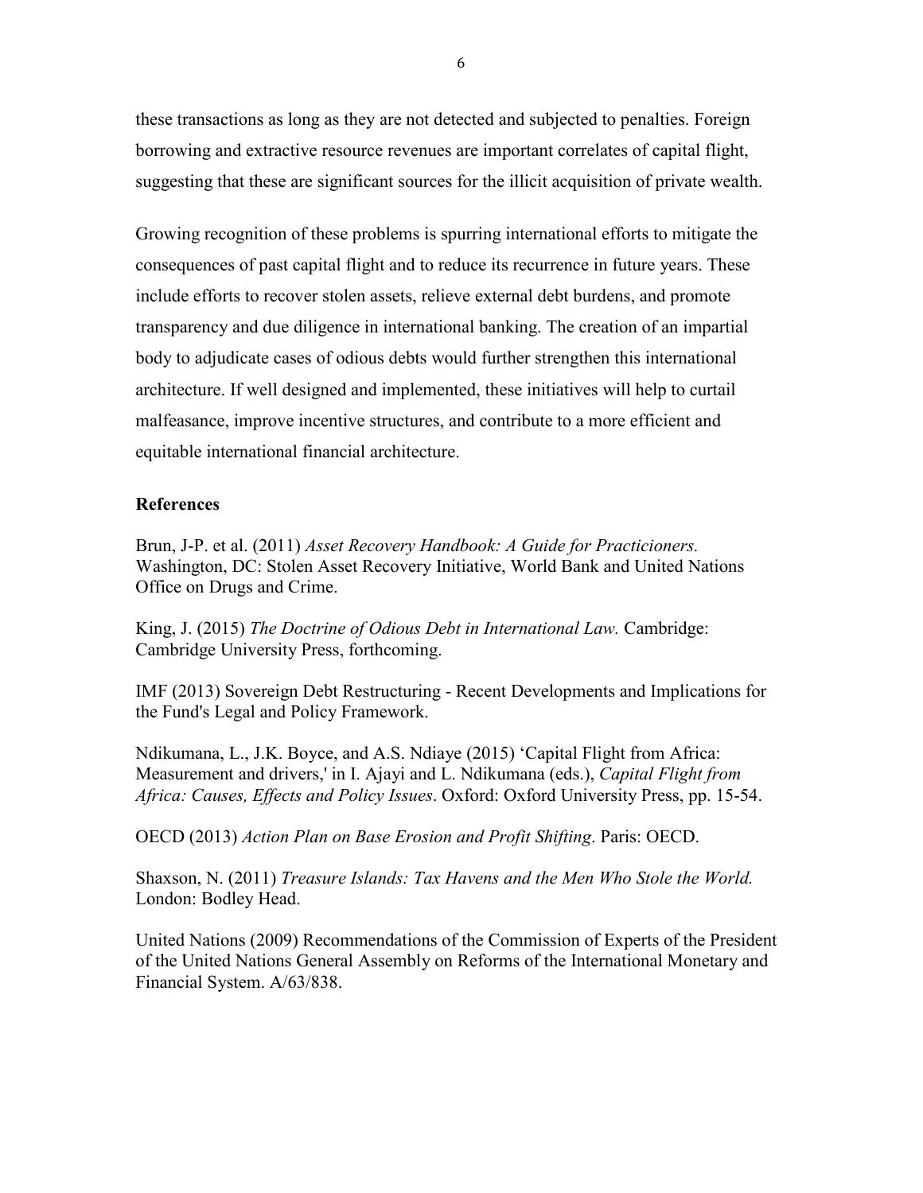these transactions as long as they are not detected and subjected to penalties. Foreign borrowing and extractive resource revenues are important correlates of capital flight, suggesting that these are significant sources for the illicit acquisition of private wealth.

Growing recognition of these problems is spurring international efforts to mitigate the consequences of past capital flight and to reduce its recurrence in future years. These include efforts to recover stolen assets, relieve external debt burdens, and promote transparency and due diligence in international banking. The creation of an impartial body to adjudicate cases of odious debts would further strengthen this international architecture. If well designed and implemented, these initiatives will help to curtail malfeasance, improve incentive structures, and contribute to a more efficient and equitable international financial architecture.

## References

Brun, J-P. et al. (2011) *Asset Recovery Handbook: A Guide for Practicioners.* Washington, DC: Stolen Asset Recovery Initiative, World Bank and United Nations Office on Drugs and Crime.

King, J. (2015) *The Doctrine of Odious Debt in International Law.* Cambridge: Cambridge University Press, forthcoming.

IMF (2013) Sovereign Debt Restructuring - Recent Developments and Implications for the Fund's Legal and Policy Framework.

Ndikumana, L., J.K. Boyce, and A.S. Ndiaye (2015) 'Capital Flight from Africa: Measurement and drivers,' in I. Ajayi and L. Ndikumana (eds.), *Capital Flight from Africa: Causes, Effects and Policy Issues*. Oxford: Oxford University Press, pp. 15-54.

OECD (2013) *Action Plan on Base Erosion and Profit Shifting*. Paris: OECD.

Shaxson, N. (2011) *Treasure Islands: Tax Havens and the Men Who Stole the World.* London: Bodley Head.

United Nations (2009) Recommendations of the Commission of Experts of the President of the United Nations General Assembly on Reforms of the International Monetary and Financial System. A/63/838.